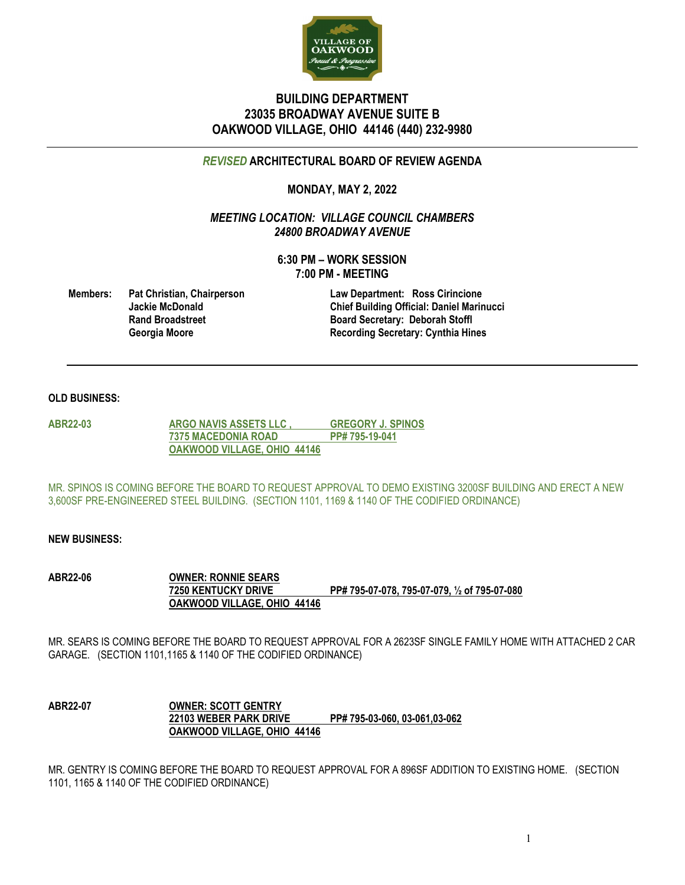# BUILDING DEPARTMENT
## 23035 BROADWAY AVENUE SUITE B
## OAKWOOD VILLAGE, OHIO 44146 (440) 232-9980

---

### *REVISED* ARCHITECTURAL BOARD OF REVIEW AGENDA

**MONDAY, MAY 2, 2022**

***MEETING LOCATION: VILLAGE COUNCIL CHAMBERS***
***24800 BROADWAY AVENUE***

**6:30 PM – WORK SESSION**
**7:00 PM - MEETING**

**Members:**
- **Pat Christian, Chairperson**
- **Jackie McDonald**
- **Rand Broadstreet**
- **Georgia Moore**

**Law Department: Ross Cirincione**
**Chief Building Official: Daniel Marinucci**
**Board Secretary: Deborah Stoffl**
**Recording Secretary: Cynthia Hines**

---

**OLD BUSINESS:**

**ABR22-03** — **ARGO NAVIS ASSETS LLC , GREGORY J. SPINOS**
**7375 MACEDONIA ROAD PP# 795-19-041**
**OAKWOOD VILLAGE, OHIO 44146**

MR. SPINOS IS COMING BEFORE THE BOARD TO REQUEST APPROVAL TO DEMO EXISTING 3200SF BUILDING AND ERECT A NEW 3,600SF PRE-ENGINEERED STEEL BUILDING. (SECTION 1101, 1169 & 1140 OF THE CODIFIED ORDINANCE)

**NEW BUSINESS:**

**ABR22-06** — **OWNER: RONNIE SEARS**
**7250 KENTUCKY DRIVE PP# 795-07-078, 795-07-079, ½ of 795-07-080**
**OAKWOOD VILLAGE, OHIO 44146**

MR. SEARS IS COMING BEFORE THE BOARD TO REQUEST APPROVAL FOR A 2623SF SINGLE FAMILY HOME WITH ATTACHED 2 CAR GARAGE. (SECTION 1101,1165 & 1140 OF THE CODIFIED ORDINANCE)

**ABR22-07** — **OWNER: SCOTT GENTRY**
**22103 WEBER PARK DRIVE PP# 795-03-060, 03-061,03-062**
**OAKWOOD VILLAGE, OHIO 44146**

MR. GENTRY IS COMING BEFORE THE BOARD TO REQUEST APPROVAL FOR A 896SF ADDITION TO EXISTING HOME. (SECTION 1101, 1165 & 1140 OF THE CODIFIED ORDINANCE)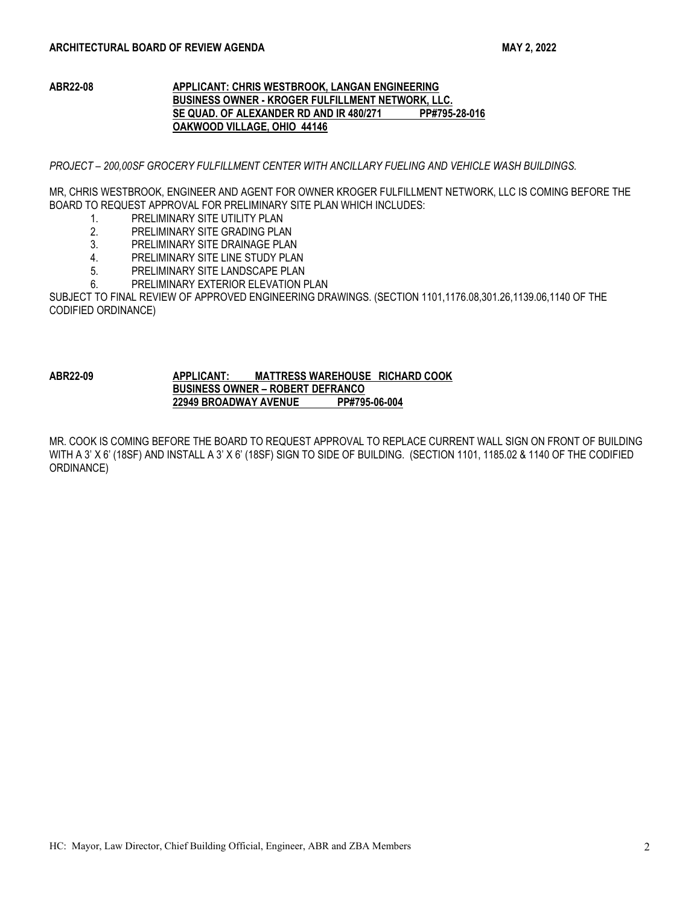**ABR22-08** **APPLICANT: CHRIS WESTBROOK, LANGAN ENGINEERING**
**BUSINESS OWNER - KROGER FULFILLMENT NETWORK, LLC.**
**SE QUAD. OF ALEXANDER RD AND IR 480/271 PP#795-28-016**
**OAKWOOD VILLAGE, OHIO 44146**

*PROJECT – 200,00SF GROCERY FULFILLMENT CENTER WITH ANCILLARY FUELING AND VEHICLE WASH BUILDINGS.*

MR, CHRIS WESTBROOK, ENGINEER AND AGENT FOR OWNER KROGER FULFILLMENT NETWORK, LLC IS COMING BEFORE THE BOARD TO REQUEST APPROVAL FOR PRELIMINARY SITE PLAN WHICH INCLUDES:

1. PRELIMINARY SITE UTILITY PLAN
2. PRELIMINARY SITE GRADING PLAN
3. PRELIMINARY SITE DRAINAGE PLAN
4. PRELIMINARY SITE LINE STUDY PLAN
5. PRELIMINARY SITE LANDSCAPE PLAN
6. PRELIMINARY EXTERIOR ELEVATION PLAN

SUBJECT TO FINAL REVIEW OF APPROVED ENGINEERING DRAWINGS. (SECTION 1101,1176.08,301.26,1139.06,1140 OF THE CODIFIED ORDINANCE)

**ABR22-09** **APPLICANT: MATTRESS WAREHOUSE RICHARD COOK**
**BUSINESS OWNER – ROBERT DEFRANCO**
**22949 BROADWAY AVENUE PP#795-06-004**

MR. COOK IS COMING BEFORE THE BOARD TO REQUEST APPROVAL TO REPLACE CURRENT WALL SIGN ON FRONT OF BUILDING WITH A 3' X 6' (18SF) AND INSTALL A 3' X 6' (18SF) SIGN TO SIDE OF BUILDING. (SECTION 1101, 1185.02 & 1140 OF THE CODIFIED ORDINANCE)

HC: Mayor, Law Director, Chief Building Official, Engineer, ABR and ZBA Members